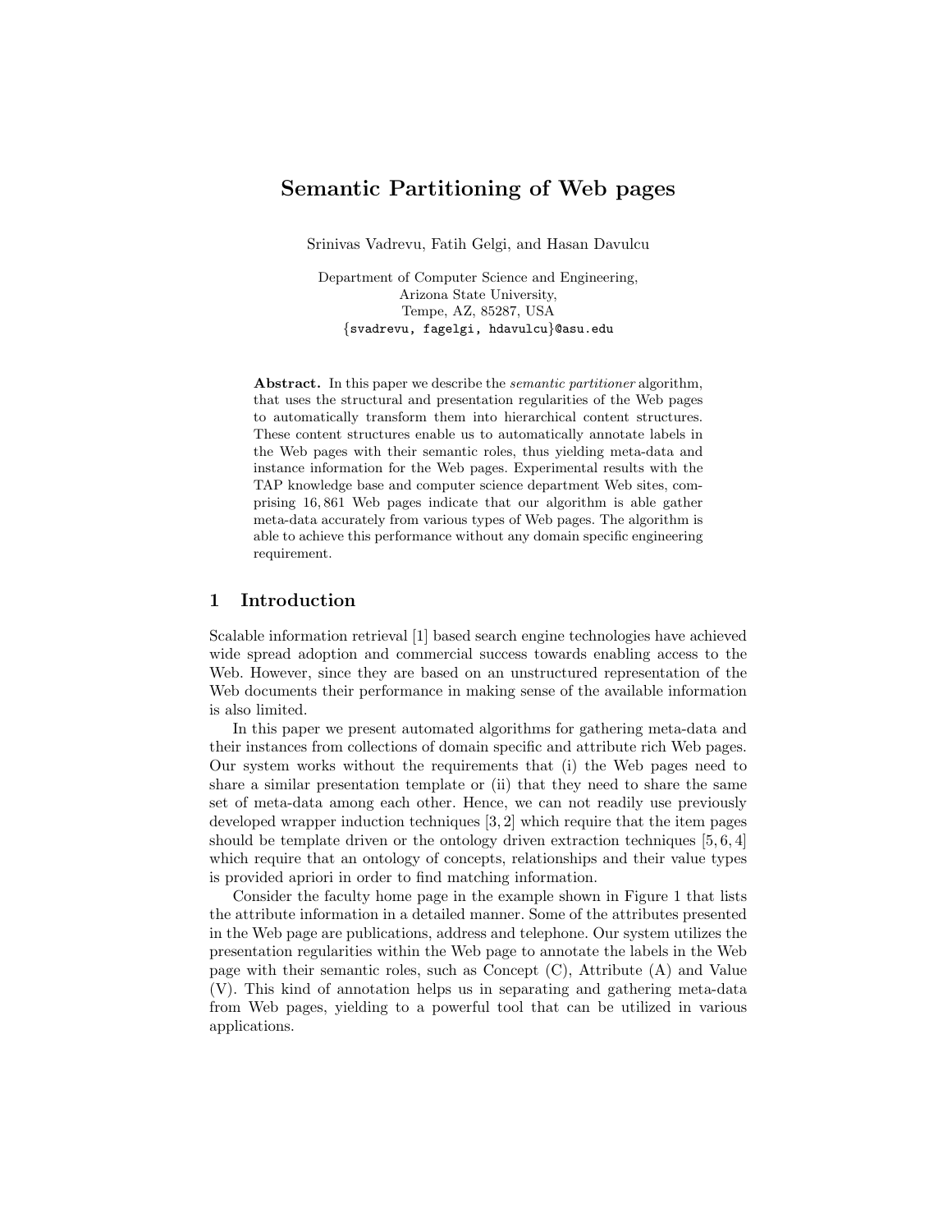# Semantic Partitioning of Web pages

Srinivas Vadrevu, Fatih Gelgi, and Hasan Davulcu

Department of Computer Science and Engineering,
Arizona State University,
Tempe, AZ, 85287, USA
{svadrevu, fagelgi, hdavulcu}@asu.edu

**Abstract.** In this paper we describe the *semantic partitioner* algorithm, that uses the structural and presentation regularities of the Web pages to automatically transform them into hierarchical content structures. These content structures enable us to automatically annotate labels in the Web pages with their semantic roles, thus yielding meta-data and instance information for the Web pages. Experimental results with the TAP knowledge base and computer science department Web sites, comprising 16,861 Web pages indicate that our algorithm is able gather meta-data accurately from various types of Web pages. The algorithm is able to achieve this performance without any domain specific engineering requirement.

## 1 Introduction

Scalable information retrieval [1] based search engine technologies have achieved wide spread adoption and commercial success towards enabling access to the Web. However, since they are based on an unstructured representation of the Web documents their performance in making sense of the available information is also limited.

In this paper we present automated algorithms for gathering meta-data and their instances from collections of domain specific and attribute rich Web pages. Our system works without the requirements that (i) the Web pages need to share a similar presentation template or (ii) that they need to share the same set of meta-data among each other. Hence, we can not readily use previously developed wrapper induction techniques [3, 2] which require that the item pages should be template driven or the ontology driven extraction techniques [5, 6, 4] which require that an ontology of concepts, relationships and their value types is provided apriori in order to find matching information.

Consider the faculty home page in the example shown in Figure 1 that lists the attribute information in a detailed manner. Some of the attributes presented in the Web page are publications, address and telephone. Our system utilizes the presentation regularities within the Web page to annotate the labels in the Web page with their semantic roles, such as Concept (C), Attribute (A) and Value (V). This kind of annotation helps us in separating and gathering meta-data from Web pages, yielding to a powerful tool that can be utilized in various applications.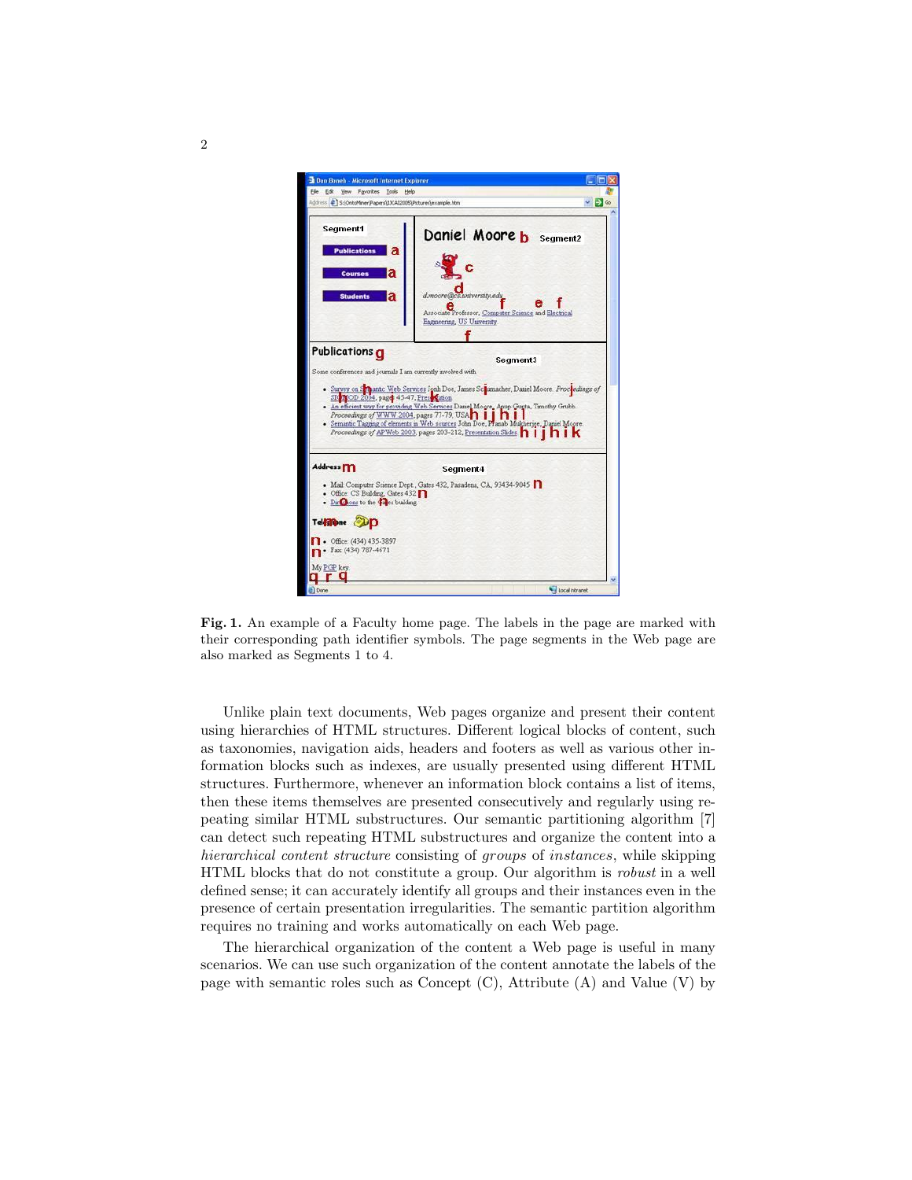**Fig. 1.** An example of a Faculty home page. The labels in the page are marked with their corresponding path identifier symbols. The page segments in the Web page are also marked as Segments 1 to 4.

Unlike plain text documents, Web pages organize and present their content using hierarchies of HTML structures. Different logical blocks of content, such as taxonomies, navigation aids, headers and footers as well as various other information blocks such as indexes, are usually presented using different HTML structures. Furthermore, whenever an information block contains a list of items, then these items themselves are presented consecutively and regularly using repeating similar HTML substructures. Our semantic partitioning algorithm [7] can detect such repeating HTML substructures and organize the content into a *hierarchical content structure* consisting of *groups* of *instances*, while skipping HTML blocks that do not constitute a group. Our algorithm is *robust* in a well defined sense; it can accurately identify all groups and their instances even in the presence of certain presentation irregularities. The semantic partition algorithm requires no training and works automatically on each Web page.

The hierarchical organization of the content a Web page is useful in many scenarios. We can use such organization of the content annotate the labels of the page with semantic roles such as Concept (C), Attribute (A) and Value (V) by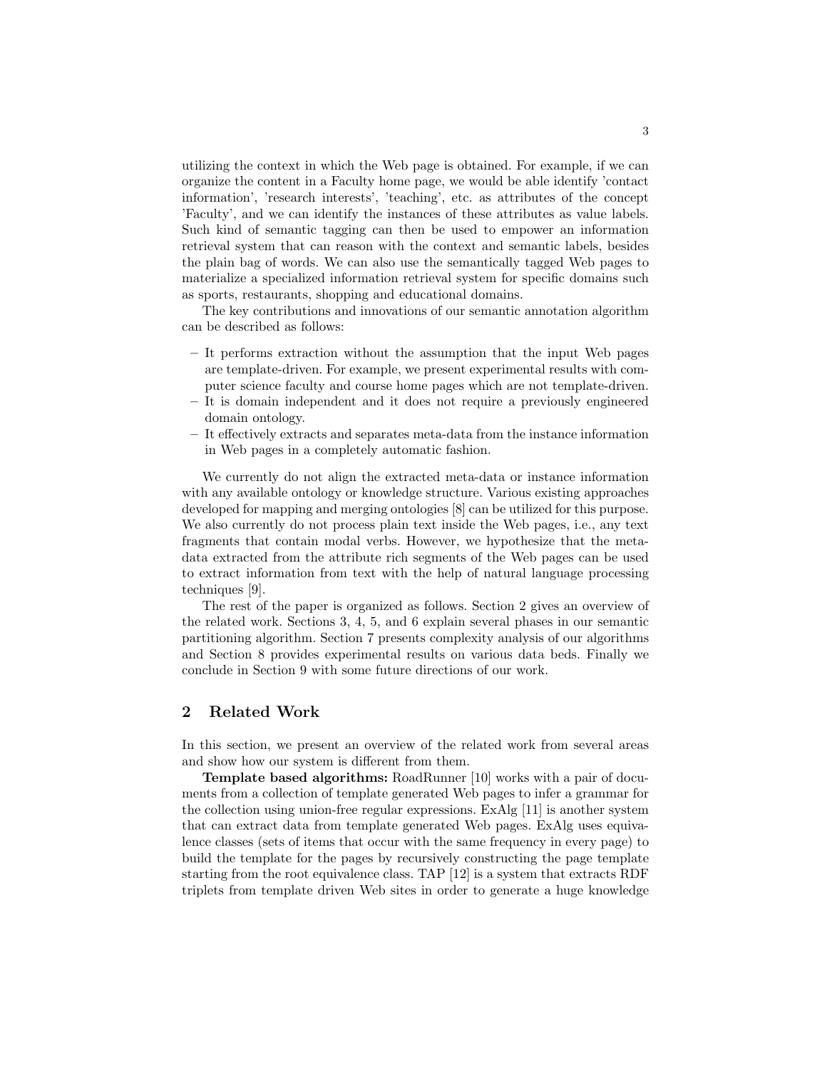utilizing the context in which the Web page is obtained. For example, if we can organize the content in a Faculty home page, we would be able identify 'contact information', 'research interests', 'teaching', etc. as attributes of the concept 'Faculty', and we can identify the instances of these attributes as value labels. Such kind of semantic tagging can then be used to empower an information retrieval system that can reason with the context and semantic labels, besides the plain bag of words. We can also use the semantically tagged Web pages to materialize a specialized information retrieval system for specific domains such as sports, restaurants, shopping and educational domains.

The key contributions and innovations of our semantic annotation algorithm can be described as follows:

- It performs extraction without the assumption that the input Web pages are template-driven. For example, we present experimental results with computer science faculty and course home pages which are not template-driven.
- It is domain independent and it does not require a previously engineered domain ontology.
- It effectively extracts and separates meta-data from the instance information in Web pages in a completely automatic fashion.

We currently do not align the extracted meta-data or instance information with any available ontology or knowledge structure. Various existing approaches developed for mapping and merging ontologies [8] can be utilized for this purpose. We also currently do not process plain text inside the Web pages, i.e., any text fragments that contain modal verbs. However, we hypothesize that the meta-data extracted from the attribute rich segments of the Web pages can be used to extract information from text with the help of natural language processing techniques [9].

The rest of the paper is organized as follows. Section 2 gives an overview of the related work. Sections 3, 4, 5, and 6 explain several phases in our semantic partitioning algorithm. Section 7 presents complexity analysis of our algorithms and Section 8 provides experimental results on various data beds. Finally we conclude in Section 9 with some future directions of our work.

## 2 Related Work

In this section, we present an overview of the related work from several areas and show how our system is different from them.

**Template based algorithms:** RoadRunner [10] works with a pair of documents from a collection of template generated Web pages to infer a grammar for the collection using union-free regular expressions. ExAlg [11] is another system that can extract data from template generated Web pages. ExAlg uses equivalence classes (sets of items that occur with the same frequency in every page) to build the template for the pages by recursively constructing the page template starting from the root equivalence class. TAP [12] is a system that extracts RDF triplets from template driven Web sites in order to generate a huge knowledge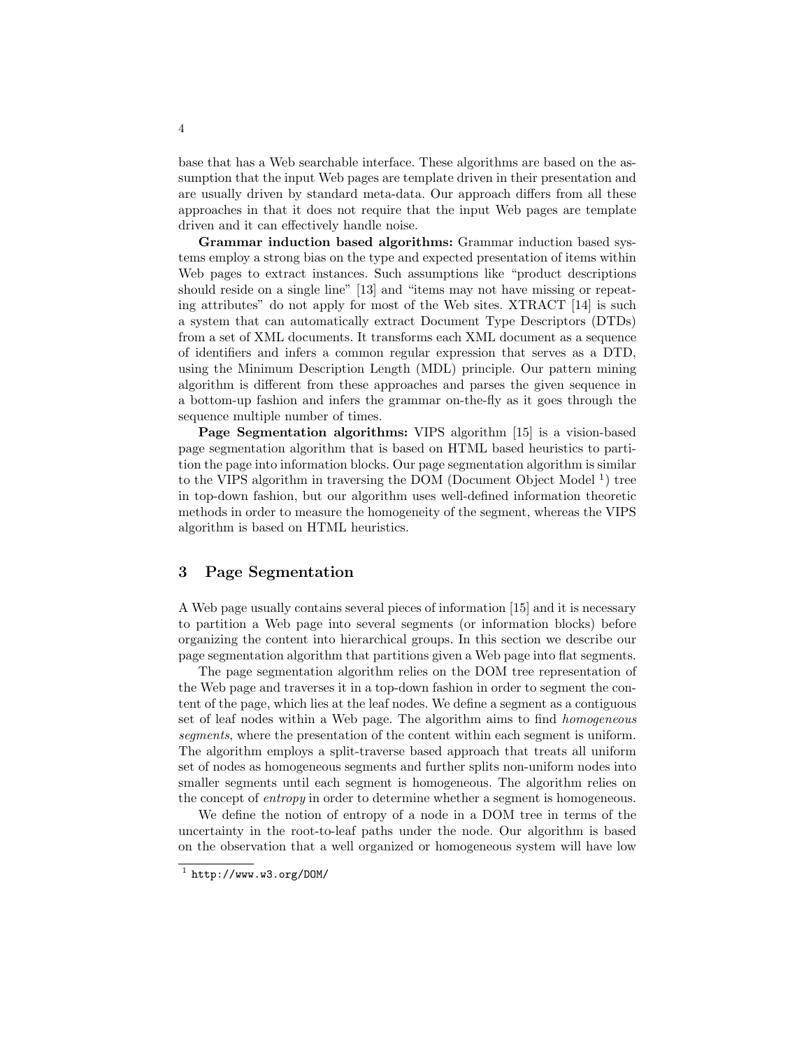base that has a Web searchable interface. These algorithms are based on the assumption that the input Web pages are template driven in their presentation and are usually driven by standard meta-data. Our approach differs from all these approaches in that it does not require that the input Web pages are template driven and it can effectively handle noise.

**Grammar induction based algorithms:** Grammar induction based systems employ a strong bias on the type and expected presentation of items within Web pages to extract instances. Such assumptions like "product descriptions should reside on a single line" [13] and "items may not have missing or repeating attributes" do not apply for most of the Web sites. XTRACT [14] is such a system that can automatically extract Document Type Descriptors (DTDs) from a set of XML documents. It transforms each XML document as a sequence of identifiers and infers a common regular expression that serves as a DTD, using the Minimum Description Length (MDL) principle. Our pattern mining algorithm is different from these approaches and parses the given sequence in a bottom-up fashion and infers the grammar on-the-fly as it goes through the sequence multiple number of times.

**Page Segmentation algorithms:** VIPS algorithm [15] is a vision-based page segmentation algorithm that is based on HTML based heuristics to partition the page into information blocks. Our page segmentation algorithm is similar to the VIPS algorithm in traversing the DOM (Document Object Model [1]) tree in top-down fashion, but our algorithm uses well-defined information theoretic methods in order to measure the homogeneity of the segment, whereas the VIPS algorithm is based on HTML heuristics.

## 3 Page Segmentation

A Web page usually contains several pieces of information [15] and it is necessary to partition a Web page into several segments (or information blocks) before organizing the content into hierarchical groups. In this section we describe our page segmentation algorithm that partitions given a Web page into flat segments.

The page segmentation algorithm relies on the DOM tree representation of the Web page and traverses it in a top-down fashion in order to segment the content of the page, which lies at the leaf nodes. We define a segment as a contiguous set of leaf nodes within a Web page. The algorithm aims to find *homogeneous segments*, where the presentation of the content within each segment is uniform. The algorithm employs a split-traverse based approach that treats all uniform set of nodes as homogeneous segments and further splits non-uniform nodes into smaller segments until each segment is homogeneous. The algorithm relies on the concept of *entropy* in order to determine whether a segment is homogeneous.

We define the notion of entropy of a node in a DOM tree in terms of the uncertainty in the root-to-leaf paths under the node. Our algorithm is based on the observation that a well organized or homogeneous system will have low

[1] http://www.w3.org/DOM/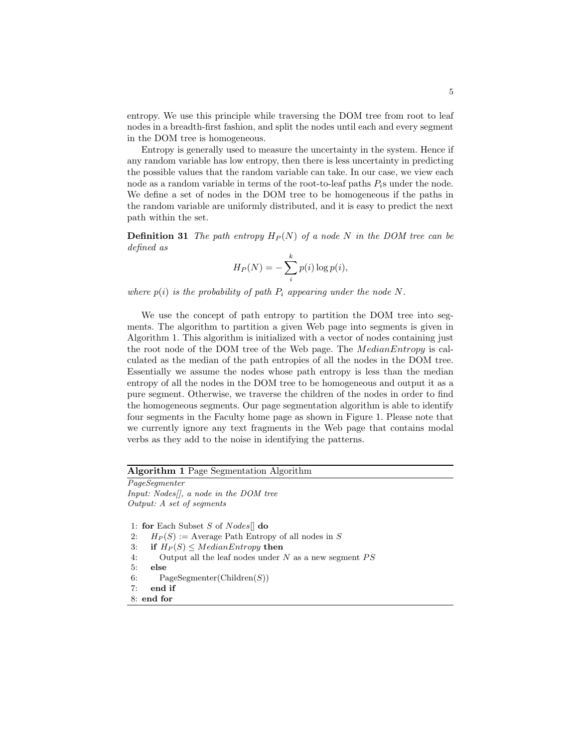entropy. We use this principle while traversing the DOM tree from root to leaf nodes in a breadth-first fashion, and split the nodes until each and every segment in the DOM tree is homogeneous.

Entropy is generally used to measure the uncertainty in the system. Hence if any random variable has low entropy, then there is less uncertainty in predicting the possible values that the random variable can take. In our case, we view each node as a random variable in terms of the root-to-leaf paths $P_i$s under the node. We define a set of nodes in the DOM tree to be homogeneous if the paths in the random variable are uniformly distributed, and it is easy to predict the next path within the set.

**Definition 31** *The path entropy $H_P(N)$ of a node $N$ in the DOM tree can be defined as*

$$H_P(N) = -\sum_{i}^{k} p(i) \log p(i),$$

*where $p(i)$ is the probability of path $P_i$ appearing under the node $N$.*

We use the concept of path entropy to partition the DOM tree into segments. The algorithm to partition a given Web page into segments is given in Algorithm 1. This algorithm is initialized with a vector of nodes containing just the root node of the DOM tree of the Web page. The $MedianEntropy$ is calculated as the median of the path entropies of all the nodes in the DOM tree. Essentially we assume the nodes whose path entropy is less than the median entropy of all the nodes in the DOM tree to be homogeneous and output it as a pure segment. Otherwise, we traverse the children of the nodes in order to find the homogeneous segments. Our page segmentation algorithm is able to identify four segments in the Faculty home page as shown in Figure 1. Please note that we currently ignore any text fragments in the Web page that contains modal verbs as they add to the noise in identifying the patterns.

**Algorithm 1** Page Segmentation Algorithm

*PageSegmenter*
*Input: Nodes[], a node in the DOM tree*
*Output: A set of segments*

1: **for** Each Subset $S$ of $Nodes[]$ **do**
2: $\quad H_P(S) :=$ Average Path Entropy of all nodes in $S$
3: $\quad$ **if** $H_P(S) \leq MedianEntropy$ **then**
4: $\quad\quad$ Output all the leaf nodes under $N$ as a new segment $PS$
5: $\quad$ **else**
6: $\quad\quad$ PageSegmenter(Children($S$))
7: $\quad$ **end if**
8: **end for**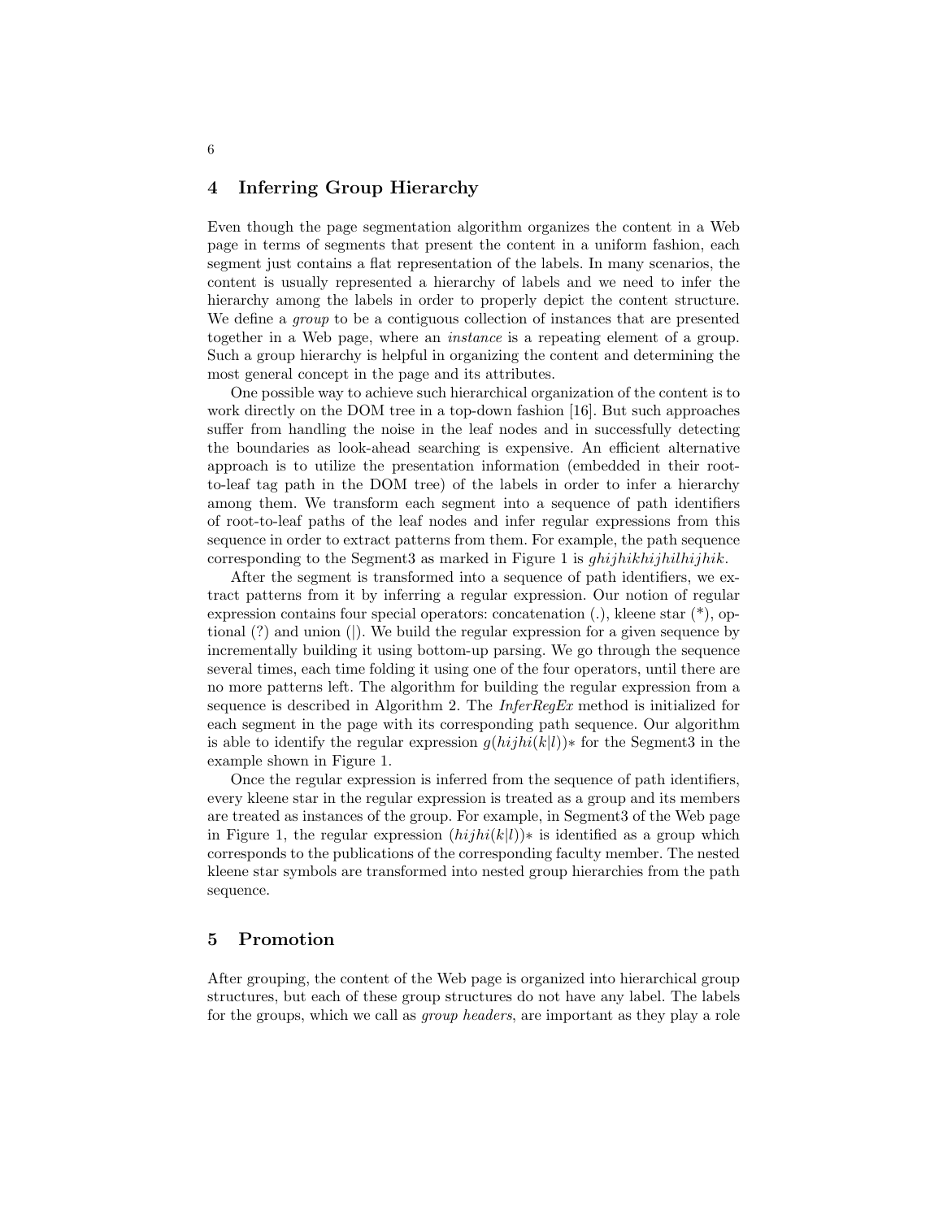## 4 Inferring Group Hierarchy

Even though the page segmentation algorithm organizes the content in a Web page in terms of segments that present the content in a uniform fashion, each segment just contains a flat representation of the labels. In many scenarios, the content is usually represented a hierarchy of labels and we need to infer the hierarchy among the labels in order to properly depict the content structure. We define a *group* to be a contiguous collection of instances that are presented together in a Web page, where an *instance* is a repeating element of a group. Such a group hierarchy is helpful in organizing the content and determining the most general concept in the page and its attributes.

One possible way to achieve such hierarchical organization of the content is to work directly on the DOM tree in a top-down fashion [16]. But such approaches suffer from handling the noise in the leaf nodes and in successfully detecting the boundaries as look-ahead searching is expensive. An efficient alternative approach is to utilize the presentation information (embedded in their root-to-leaf tag path in the DOM tree) of the labels in order to infer a hierarchy among them. We transform each segment into a sequence of path identifiers of root-to-leaf paths of the leaf nodes and infer regular expressions from this sequence in order to extract patterns from them. For example, the path sequence corresponding to the Segment3 as marked in Figure 1 is $ghijhikhijhilhijhik$.

After the segment is transformed into a sequence of path identifiers, we extract patterns from it by inferring a regular expression. Our notion of regular expression contains four special operators: concatenation (.), kleene star (*), optional (?) and union (|). We build the regular expression for a given sequence by incrementally building it using bottom-up parsing. We go through the sequence several times, each time folding it using one of the four operators, until there are no more patterns left. The algorithm for building the regular expression from a sequence is described in Algorithm 2. The *InferRegEx* method is initialized for each segment in the page with its corresponding path sequence. Our algorithm is able to identify the regular expression $g(hijhi(k|l))*$ for the Segment3 in the example shown in Figure 1.

Once the regular expression is inferred from the sequence of path identifiers, every kleene star in the regular expression is treated as a group and its members are treated as instances of the group. For example, in Segment3 of the Web page in Figure 1, the regular expression $(hijhi(k|l))*$ is identified as a group which corresponds to the publications of the corresponding faculty member. The nested kleene star symbols are transformed into nested group hierarchies from the path sequence.

## 5 Promotion

After grouping, the content of the Web page is organized into hierarchical group structures, but each of these group structures do not have any label. The labels for the groups, which we call as *group headers*, are important as they play a role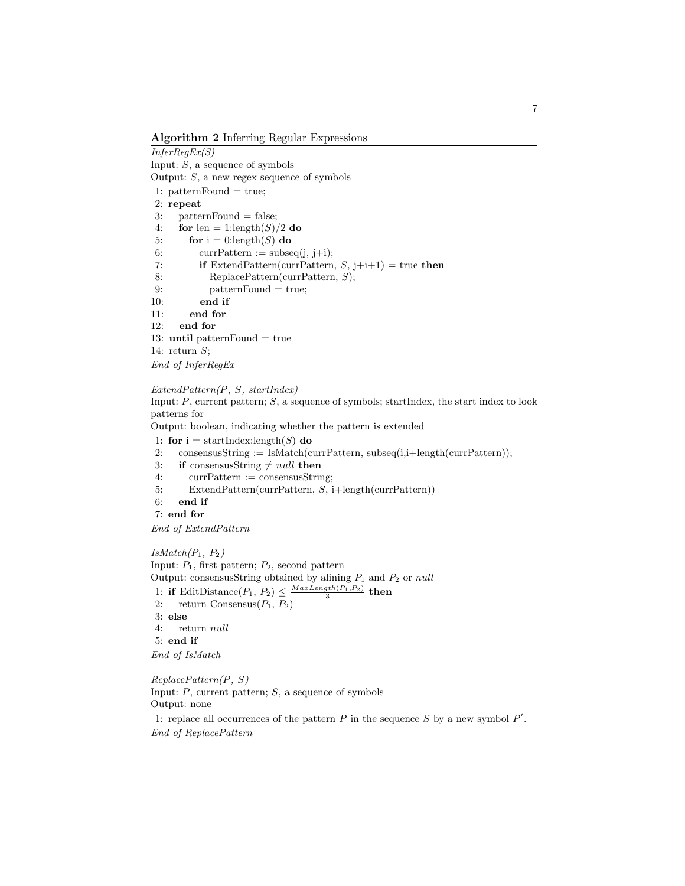**Algorithm 2** Inferring Regular Expressions

*InferRegEx(S)*

Input: $S$, a sequence of symbols

Output: $S$, a new regex sequence of symbols

```
 1: patternFound = true;
 2: repeat
 3:    patternFound = false;
 4:    for len = 1:length(S)/2 do
 5:       for i = 0:length(S) do
 6:          currPattern := subseq(j, j+i);
 7:          if ExtendPattern(currPattern, S, j+i+1) = true then
 8:             ReplacePattern(currPattern, S);
 9:             patternFound = true;
10:          end if
11:       end for
12:    end for
13: until patternFound = true
14: return S;
```

*End of InferRegEx*

*ExtendPattern(P, S, startIndex)*

Input: $P$, current pattern; $S$, a sequence of symbols; startIndex, the start index to look patterns for

Output: boolean, indicating whether the pattern is extended

```
1: for i = startIndex:length(S) do
2:    consensusString := IsMatch(currPattern, subseq(i,i+length(currPattern));
3:    if consensusString ≠ null then
4:       currPattern := consensusString;
5:       ExtendPattern(currPattern, S, i+length(currPattern))
6:    end if
7: end for
```

*End of ExtendPattern*

*IsMatch($P_1$, $P_2$)*

Input: $P_1$, first pattern; $P_2$, second pattern

Output: consensusString obtained by alining $P_1$ and $P_2$ or *null*

1: **if** EditDistance($P_1$, $P_2$) $\leq \frac{MaxLength(P_1,P_2)}{3}$ **then**
2:    return Consensus($P_1$, $P_2$)
3: **else**
4:    return *null*
5: **end if**

*End of IsMatch*

*ReplacePattern(P, S)*

Input: $P$, current pattern; $S$, a sequence of symbols

Output: none

1: replace all occurrences of the pattern $P$ in the sequence $S$ by a new symbol $P'$.

*End of ReplacePattern*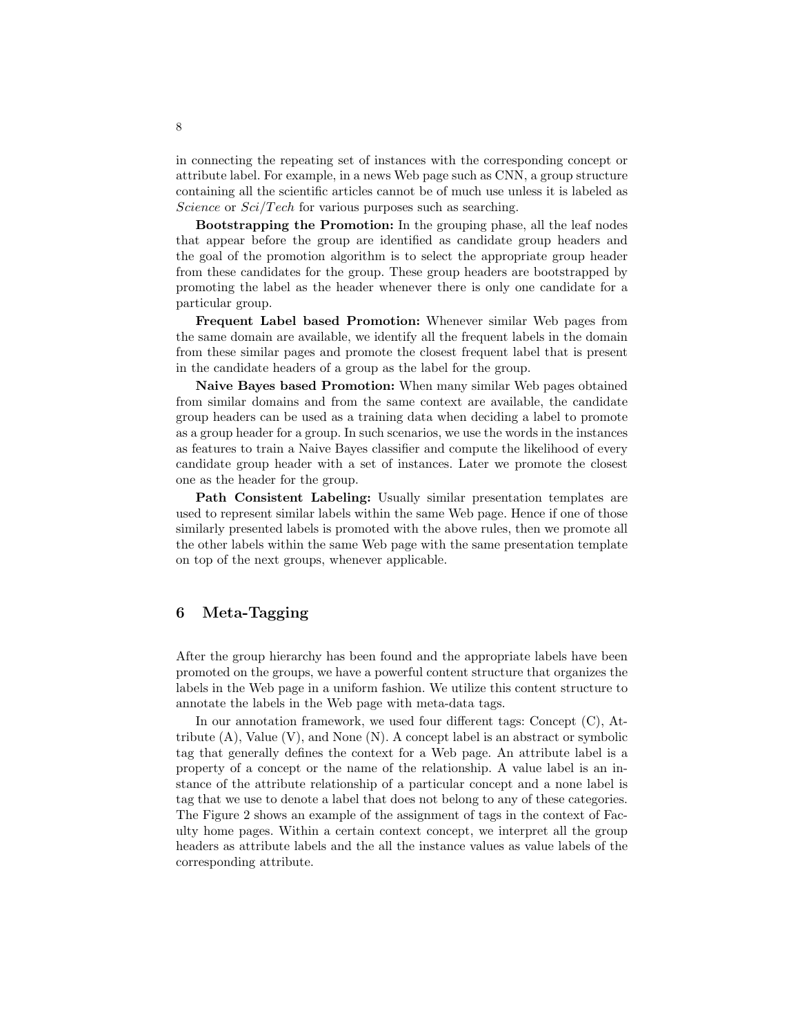in connecting the repeating set of instances with the corresponding concept or attribute label. For example, in a news Web page such as CNN, a group structure containing all the scientific articles cannot be of much use unless it is labeled as *Science* or *Sci/Tech* for various purposes such as searching.

**Bootstrapping the Promotion:** In the grouping phase, all the leaf nodes that appear before the group are identified as candidate group headers and the goal of the promotion algorithm is to select the appropriate group header from these candidates for the group. These group headers are bootstrapped by promoting the label as the header whenever there is only one candidate for a particular group.

**Frequent Label based Promotion:** Whenever similar Web pages from the same domain are available, we identify all the frequent labels in the domain from these similar pages and promote the closest frequent label that is present in the candidate headers of a group as the label for the group.

**Naive Bayes based Promotion:** When many similar Web pages obtained from similar domains and from the same context are available, the candidate group headers can be used as a training data when deciding a label to promote as a group header for a group. In such scenarios, we use the words in the instances as features to train a Naive Bayes classifier and compute the likelihood of every candidate group header with a set of instances. Later we promote the closest one as the header for the group.

**Path Consistent Labeling:** Usually similar presentation templates are used to represent similar labels within the same Web page. Hence if one of those similarly presented labels is promoted with the above rules, then we promote all the other labels within the same Web page with the same presentation template on top of the next groups, whenever applicable.

## 6 Meta-Tagging

After the group hierarchy has been found and the appropriate labels have been promoted on the groups, we have a powerful content structure that organizes the labels in the Web page in a uniform fashion. We utilize this content structure to annotate the labels in the Web page with meta-data tags.

In our annotation framework, we used four different tags: Concept (C), Attribute (A), Value (V), and None (N). A concept label is an abstract or symbolic tag that generally defines the context for a Web page. An attribute label is a property of a concept or the name of the relationship. A value label is an instance of the attribute relationship of a particular concept and a none label is tag that we use to denote a label that does not belong to any of these categories. The Figure 2 shows an example of the assignment of tags in the context of Faculty home pages. Within a certain context concept, we interpret all the group headers as attribute labels and the all the instance values as value labels of the corresponding attribute.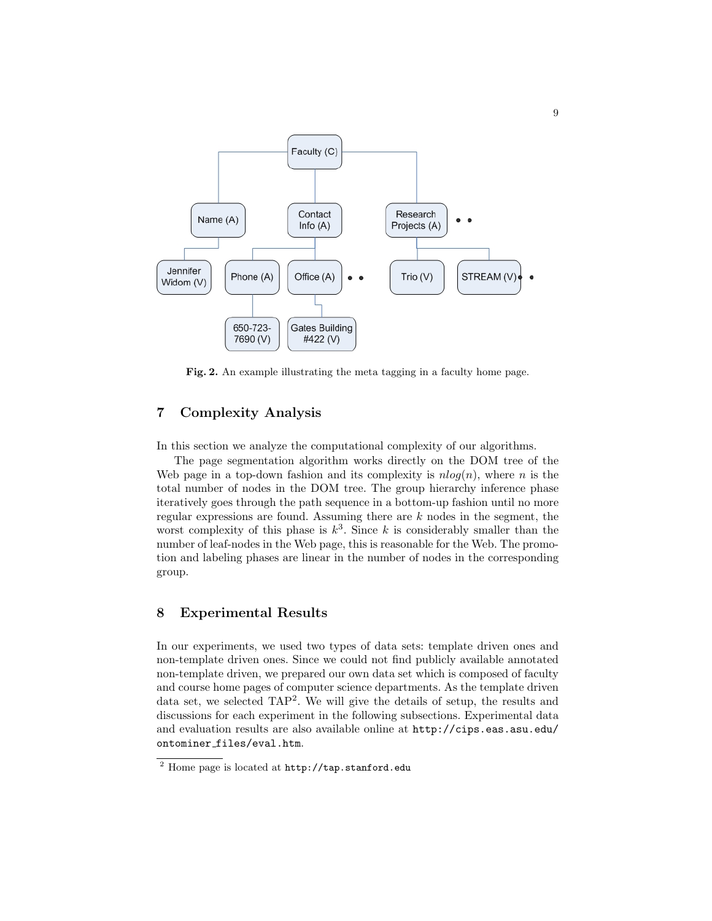Fig. 2. An example illustrating the meta tagging in a faculty home page.

## 7 Complexity Analysis

In this section we analyze the computational complexity of our algorithms.

The page segmentation algorithm works directly on the DOM tree of the Web page in a top-down fashion and its complexity is $nlog(n)$, where $n$ is the total number of nodes in the DOM tree. The group hierarchy inference phase iteratively goes through the path sequence in a bottom-up fashion until no more regular expressions are found. Assuming there are $k$ nodes in the segment, the worst complexity of this phase is $k^3$. Since $k$ is considerably smaller than the number of leaf-nodes in the Web page, this is reasonable for the Web. The promotion and labeling phases are linear in the number of nodes in the corresponding group.

## 8 Experimental Results

In our experiments, we used two types of data sets: template driven ones and non-template driven ones. Since we could not find publicly available annotated non-template driven, we prepared our own data set which is composed of faculty and course home pages of computer science departments. As the template driven data set, we selected TAP[2]. We will give the details of setup, the results and discussions for each experiment in the following subsections. Experimental data and evaluation results are also available online at http://cips.eas.asu.edu/ontominer_files/eval.htm.

[2] Home page is located at http://tap.stanford.edu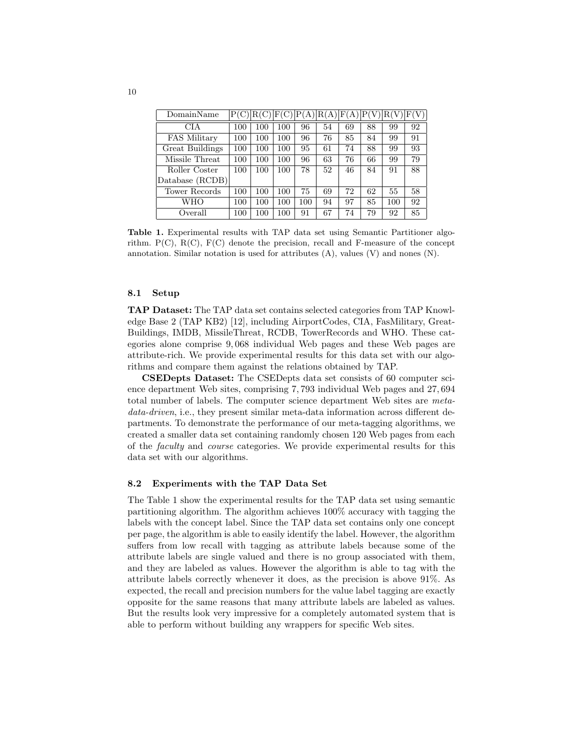| DomainName | P(C) | R(C) | F(C) | P(A) | R(A) | F(A) | P(V) | R(V) | F(V) |
|---|---|---|---|---|---|---|---|---|---|
| CIA | 100 | 100 | 100 | 96 | 54 | 69 | 88 | 99 | 92 |
| FAS Military | 100 | 100 | 100 | 96 | 76 | 85 | 84 | 99 | 91 |
| Great Buildings | 100 | 100 | 100 | 95 | 61 | 74 | 88 | 99 | 93 |
| Missile Threat | 100 | 100 | 100 | 96 | 63 | 76 | 66 | 99 | 79 |
| Roller Coster Database (RCDB) | 100 | 100 | 100 | 78 | 52 | 46 | 84 | 91 | 88 |
| Tower Records | 100 | 100 | 100 | 75 | 69 | 72 | 62 | 55 | 58 |
| WHO | 100 | 100 | 100 | 100 | 94 | 97 | 85 | 100 | 92 |
| Overall | 100 | 100 | 100 | 91 | 67 | 74 | 79 | 92 | 85 |

**Table 1.** Experimental results with TAP data set using Semantic Partitioner algorithm. P(C), R(C), F(C) denote the precision, recall and F-measure of the concept annotation. Similar notation is used for attributes (A), values (V) and nones (N).

### 8.1 Setup

**TAP Dataset:** The TAP data set contains selected categories from TAP Knowledge Base 2 (TAP KB2) [12], including AirportCodes, CIA, FasMilitary, GreatBuildings, IMDB, MissileThreat, RCDB, TowerRecords and WHO. These categories alone comprise 9,068 individual Web pages and these Web pages are attribute-rich. We provide experimental results for this data set with our algorithms and compare them against the relations obtained by TAP.

**CSEDepts Dataset:** The CSEDepts data set consists of 60 computer science department Web sites, comprising 7,793 individual Web pages and 27,694 total number of labels. The computer science department Web sites are *meta-data-driven*, i.e., they present similar meta-data information across different departments. To demonstrate the performance of our meta-tagging algorithms, we created a smaller data set containing randomly chosen 120 Web pages from each of the *faculty* and *course* categories. We provide experimental results for this data set with our algorithms.

### 8.2 Experiments with the TAP Data Set

The Table 1 show the experimental results for the TAP data set using semantic partitioning algorithm. The algorithm achieves 100% accuracy with tagging the labels with the concept label. Since the TAP data set contains only one concept per page, the algorithm is able to easily identify the label. However, the algorithm suffers from low recall with tagging as attribute labels because some of the attribute labels are single valued and there is no group associated with them, and they are labeled as values. However the algorithm is able to tag with the attribute labels correctly whenever it does, as the precision is above 91%. As expected, the recall and precision numbers for the value label tagging are exactly opposite for the same reasons that many attribute labels are labeled as values. But the results look very impressive for a completely automated system that is able to perform without building any wrappers for specific Web sites.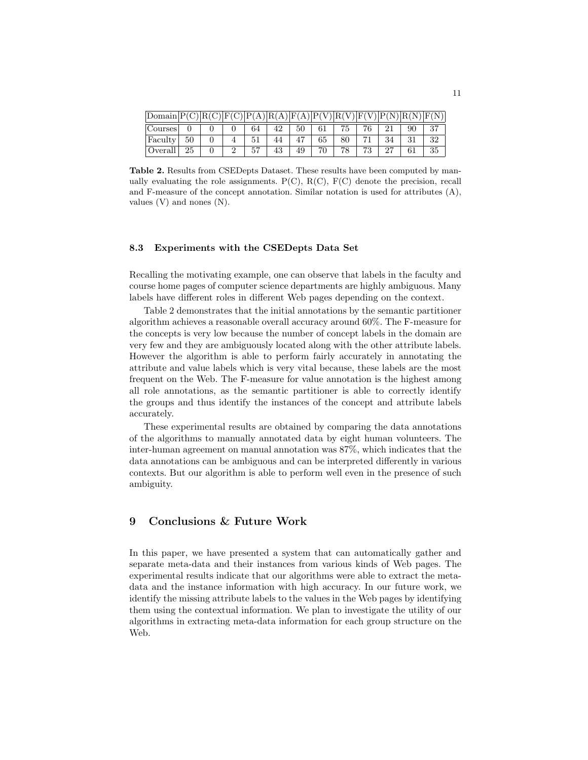| Domain | P(C) | R(C) | F(C) | P(A) | R(A) | F(A) | P(V) | R(V) | F(V) | P(N) | R(N) | F(N) |
|---|---|---|---|---|---|---|---|---|---|---|---|---|
| Courses | 0 | 0 | 0 | 64 | 42 | 50 | 61 | 75 | 76 | 21 | 90 | 37 |
| Faculty | 50 | 0 | 4 | 51 | 44 | 47 | 65 | 80 | 71 | 34 | 31 | 32 |
| Overall | 25 | 0 | 2 | 57 | 43 | 49 | 70 | 78 | 73 | 27 | 61 | 35 |

**Table 2.** Results from CSEDepts Dataset. These results have been computed by manually evaluating the role assignments. P(C), R(C), F(C) denote the precision, recall and F-measure of the concept annotation. Similar notation is used for attributes (A), values (V) and nones (N).

### 8.3 Experiments with the CSEDepts Data Set

Recalling the motivating example, one can observe that labels in the faculty and course home pages of computer science departments are highly ambiguous. Many labels have different roles in different Web pages depending on the context.

Table 2 demonstrates that the initial annotations by the semantic partitioner algorithm achieves a reasonable overall accuracy around 60%. The F-measure for the concepts is very low because the number of concept labels in the domain are very few and they are ambiguously located along with the other attribute labels. However the algorithm is able to perform fairly accurately in annotating the attribute and value labels which is very vital because, these labels are the most frequent on the Web. The F-measure for value annotation is the highest among all role annotations, as the semantic partitioner is able to correctly identify the groups and thus identify the instances of the concept and attribute labels accurately.

These experimental results are obtained by comparing the data annotations of the algorithms to manually annotated data by eight human volunteers. The inter-human agreement on manual annotation was 87%, which indicates that the data annotations can be ambiguous and can be interpreted differently in various contexts. But our algorithm is able to perform well even in the presence of such ambiguity.

## 9 Conclusions & Future Work

In this paper, we have presented a system that can automatically gather and separate meta-data and their instances from various kinds of Web pages. The experimental results indicate that our algorithms were able to extract the meta-data and the instance information with high accuracy. In our future work, we identify the missing attribute labels to the values in the Web pages by identifying them using the contextual information. We plan to investigate the utility of our algorithms in extracting meta-data information for each group structure on the Web.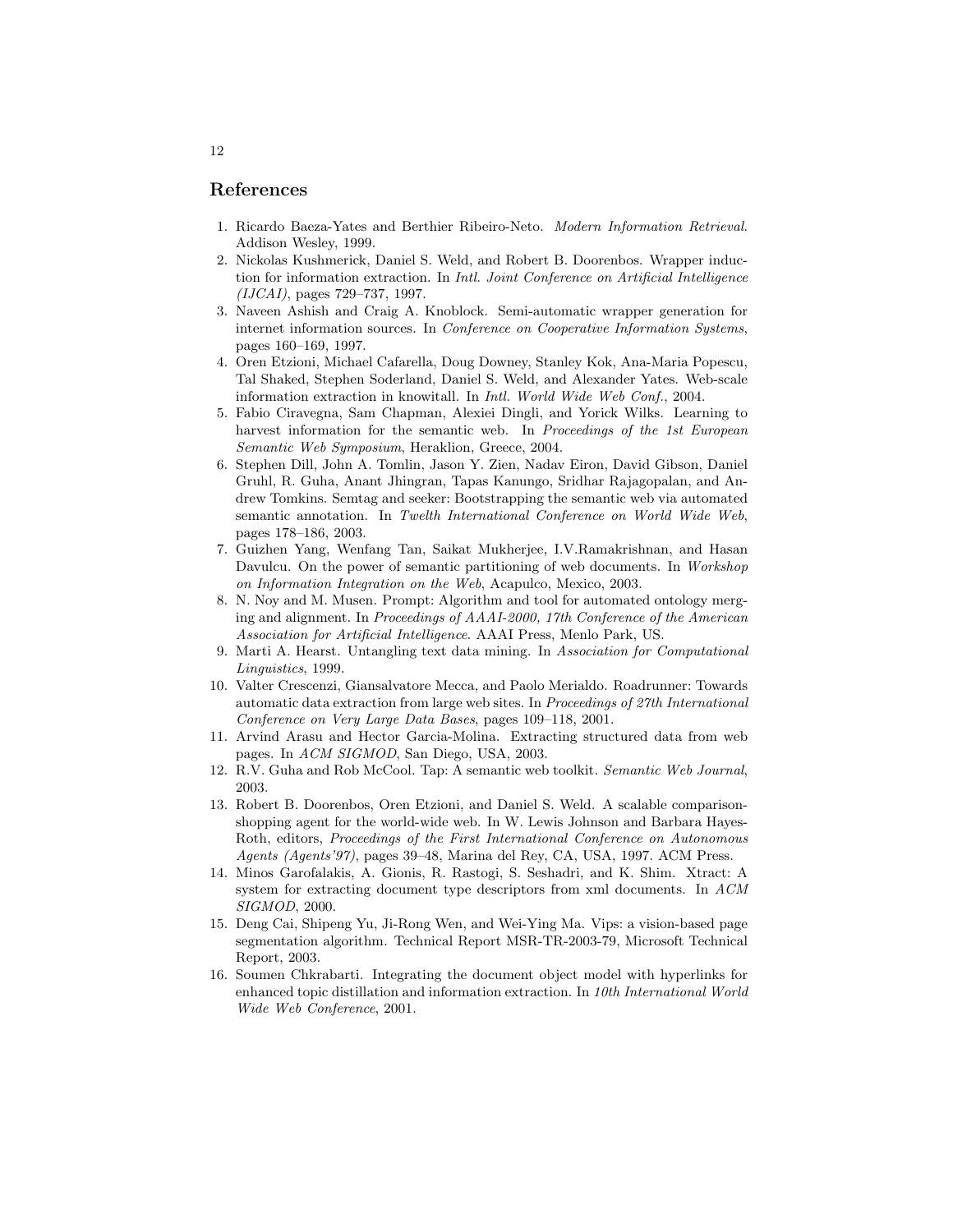## References

1. Ricardo Baeza-Yates and Berthier Ribeiro-Neto. *Modern Information Retrieval*. Addison Wesley, 1999.
2. Nickolas Kushmerick, Daniel S. Weld, and Robert B. Doorenbos. Wrapper induction for information extraction. In *Intl. Joint Conference on Artificial Intelligence (IJCAI)*, pages 729–737, 1997.
3. Naveen Ashish and Craig A. Knoblock. Semi-automatic wrapper generation for internet information sources. In *Conference on Cooperative Information Systems*, pages 160–169, 1997.
4. Oren Etzioni, Michael Cafarella, Doug Downey, Stanley Kok, Ana-Maria Popescu, Tal Shaked, Stephen Soderland, Daniel S. Weld, and Alexander Yates. Web-scale information extraction in knowitall. In *Intl. World Wide Web Conf.*, 2004.
5. Fabio Ciravegna, Sam Chapman, Alexiei Dingli, and Yorick Wilks. Learning to harvest information for the semantic web. In *Proceedings of the 1st European Semantic Web Symposium*, Heraklion, Greece, 2004.
6. Stephen Dill, John A. Tomlin, Jason Y. Zien, Nadav Eiron, David Gibson, Daniel Gruhl, R. Guha, Anant Jhingran, Tapas Kanungo, Sridhar Rajagopalan, and Andrew Tomkins. Semtag and seeker: Bootstrapping the semantic web via automated semantic annotation. In *Twelth International Conference on World Wide Web*, pages 178–186, 2003.
7. Guizhen Yang, Wenfang Tan, Saikat Mukherjee, I.V.Ramakrishnan, and Hasan Davulcu. On the power of semantic partitioning of web documents. In *Workshop on Information Integration on the Web*, Acapulco, Mexico, 2003.
8. N. Noy and M. Musen. Prompt: Algorithm and tool for automated ontology merging and alignment. In *Proceedings of AAAI-2000, 17th Conference of the American Association for Artificial Intelligence*. AAAI Press, Menlo Park, US.
9. Marti A. Hearst. Untangling text data mining. In *Association for Computational Linguistics*, 1999.
10. Valter Crescenzi, Giansalvatore Mecca, and Paolo Merialdo. Roadrunner: Towards automatic data extraction from large web sites. In *Proceedings of 27th International Conference on Very Large Data Bases*, pages 109–118, 2001.
11. Arvind Arasu and Hector Garcia-Molina. Extracting structured data from web pages. In *ACM SIGMOD*, San Diego, USA, 2003.
12. R.V. Guha and Rob McCool. Tap: A semantic web toolkit. *Semantic Web Journal*, 2003.
13. Robert B. Doorenbos, Oren Etzioni, and Daniel S. Weld. A scalable comparison-shopping agent for the world-wide web. In W. Lewis Johnson and Barbara Hayes-Roth, editors, *Proceedings of the First International Conference on Autonomous Agents (Agents'97)*, pages 39–48, Marina del Rey, CA, USA, 1997. ACM Press.
14. Minos Garofalakis, A. Gionis, R. Rastogi, S. Seshadri, and K. Shim. Xtract: A system for extracting document type descriptors from xml documents. In *ACM SIGMOD*, 2000.
15. Deng Cai, Shipeng Yu, Ji-Rong Wen, and Wei-Ying Ma. Vips: a vision-based page segmentation algorithm. Technical Report MSR-TR-2003-79, Microsoft Technical Report, 2003.
16. Soumen Chkrabarti. Integrating the document object model with hyperlinks for enhanced topic distillation and information extraction. In *10th International World Wide Web Conference*, 2001.